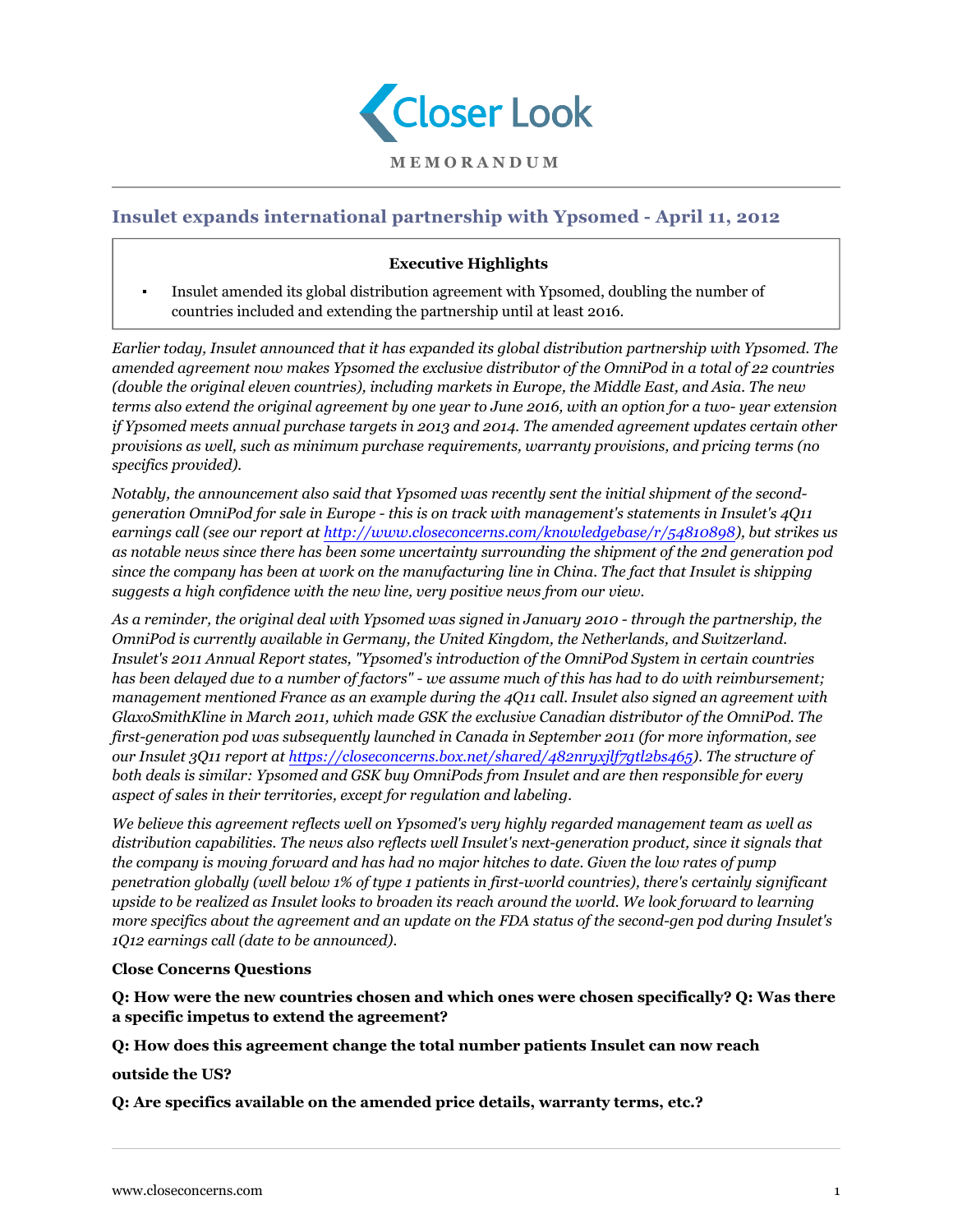Closer Look

MEMORANDUM

# Insulet expands international partnership with Ypsomed - April 11, 2012

**Executive Highlights**

- Insulet amended its global distribution agreement with Ypsomed, doubling the number of countries included and extending the partnership until at least 2016.

*Earlier today, Insulet announced that it has expanded its global distribution partnership with Ypsomed. The amended agreement now makes Ypsomed the exclusive distributor of the OmniPod in a total of 22 countries (double the original eleven countries), including markets in Europe, the Middle East, and Asia. The new terms also extend the original agreement by one year to June 2016, with an option for a two- year extension if Ypsomed meets annual purchase targets in 2013 and 2014. The amended agreement updates certain other provisions as well, such as minimum purchase requirements, warranty provisions, and pricing terms (no specifics provided).*

*Notably, the announcement also said that Ypsomed was recently sent the initial shipment of the second-generation OmniPod for sale in Europe - this is on track with management's statements in Insulet's 4Q11 earnings call (see our report at [http://www.closeconcerns.com/knowledgebase/r/54810898](http://www.closeconcerns.com/knowledgebase/r/54810898)), but strikes us as notable news since there has been some uncertainty surrounding the shipment of the 2nd generation pod since the company has been at work on the manufacturing line in China. The fact that Insulet is shipping suggests a high confidence with the new line, very positive news from our view.*

*As a reminder, the original deal with Ypsomed was signed in January 2010 - through the partnership, the OmniPod is currently available in Germany, the United Kingdom, the Netherlands, and Switzerland. Insulet's 2011 Annual Report states, "Ypsomed's introduction of the OmniPod System in certain countries has been delayed due to a number of factors" - we assume much of this has had to do with reimbursement; management mentioned France as an example during the 4Q11 call. Insulet also signed an agreement with GlaxoSmithKline in March 2011, which made GSK the exclusive Canadian distributor of the OmniPod. The first-generation pod was subsequently launched in Canada in September 2011 (for more information, see our Insulet 3Q11 report at [https://closeconcerns.box.net/shared/482nryxjlf7gtl2bs465](https://closeconcerns.box.net/shared/482nryxjlf7gtl2bs465)). The structure of both deals is similar: Ypsomed and GSK buy OmniPods from Insulet and are then responsible for every aspect of sales in their territories, except for regulation and labeling.*

*We believe this agreement reflects well on Ypsomed's very highly regarded management team as well as distribution capabilities. The news also reflects well Insulet's next-generation product, since it signals that the company is moving forward and has had no major hitches to date. Given the low rates of pump penetration globally (well below 1% of type 1 patients in first-world countries), there's certainly significant upside to be realized as Insulet looks to broaden its reach around the world. We look forward to learning more specifics about the agreement and an update on the FDA status of the second-gen pod during Insulet's 1Q12 earnings call (date to be announced).*

**Close Concerns Questions**

**Q: How were the new countries chosen and which ones were chosen specifically? Q: Was there a specific impetus to extend the agreement?**

**Q: How does this agreement change the total number patients Insulet can now reach outside the US?**

**Q: Are specifics available on the amended price details, warranty terms, etc.?**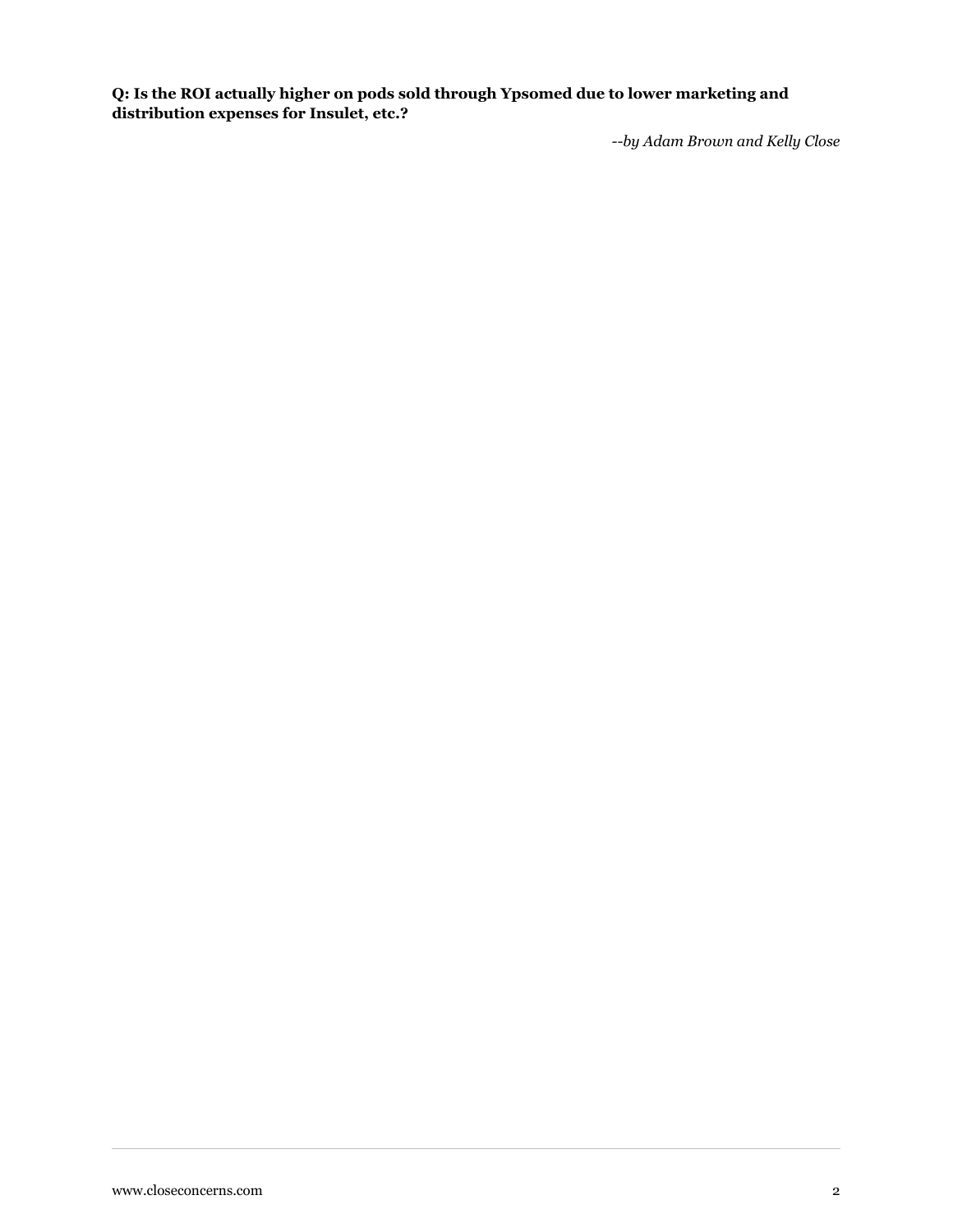**Q: Is the ROI actually higher on pods sold through Ypsomed due to lower marketing and distribution expenses for Insulet, etc.?**

*--by Adam Brown and Kelly Close*